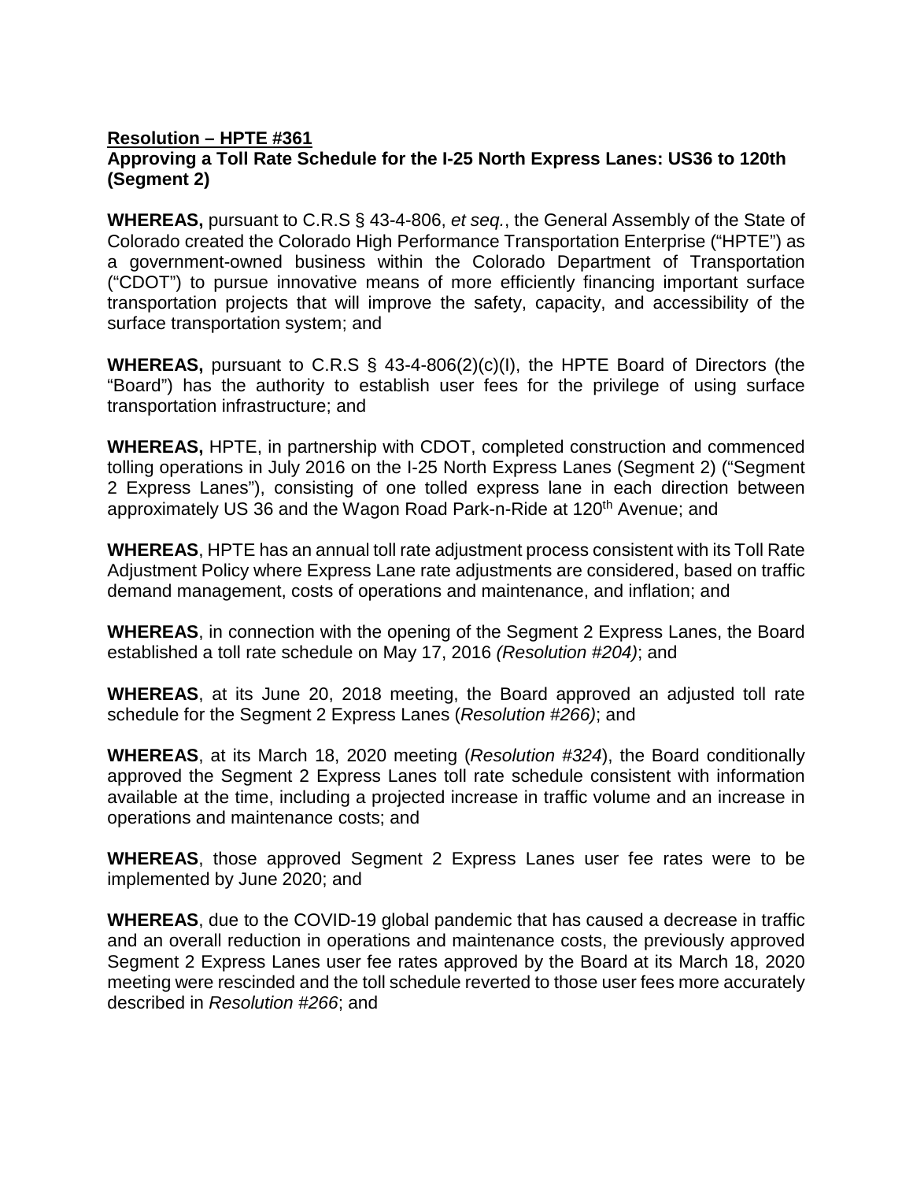**Resolution – HPTE #361**

**Approving a Toll Rate Schedule for the I-25 North Express Lanes: US36 to 120th (Segment 2)**

**WHEREAS,** pursuant to C.R.S § 43-4-806, *et seq.*, the General Assembly of the State of Colorado created the Colorado High Performance Transportation Enterprise ("HPTE") as a government-owned business within the Colorado Department of Transportation ("CDOT") to pursue innovative means of more efficiently financing important surface transportation projects that will improve the safety, capacity, and accessibility of the surface transportation system; and

**WHEREAS,** pursuant to C.R.S § 43-4-806(2)(c)(I), the HPTE Board of Directors (the "Board") has the authority to establish user fees for the privilege of using surface transportation infrastructure; and

**WHEREAS,** HPTE, in partnership with CDOT, completed construction and commenced tolling operations in July 2016 on the I-25 North Express Lanes (Segment 2) ("Segment 2 Express Lanes"), consisting of one tolled express lane in each direction between approximately US 36 and the Wagon Road Park-n-Ride at 120th Avenue; and

**WHEREAS**, HPTE has an annual toll rate adjustment process consistent with its Toll Rate Adjustment Policy where Express Lane rate adjustments are considered, based on traffic demand management, costs of operations and maintenance, and inflation; and

**WHEREAS**, in connection with the opening of the Segment 2 Express Lanes, the Board established a toll rate schedule on May 17, 2016 *(Resolution #204)*; and

**WHEREAS**, at its June 20, 2018 meeting, the Board approved an adjusted toll rate schedule for the Segment 2 Express Lanes (*Resolution #266)*; and

**WHEREAS**, at its March 18, 2020 meeting (*Resolution #324*), the Board conditionally approved the Segment 2 Express Lanes toll rate schedule consistent with information available at the time, including a projected increase in traffic volume and an increase in operations and maintenance costs; and

**WHEREAS**, those approved Segment 2 Express Lanes user fee rates were to be implemented by June 2020; and

**WHEREAS**, due to the COVID-19 global pandemic that has caused a decrease in traffic and an overall reduction in operations and maintenance costs, the previously approved Segment 2 Express Lanes user fee rates approved by the Board at its March 18, 2020 meeting were rescinded and the toll schedule reverted to those user fees more accurately described in *Resolution #266*; and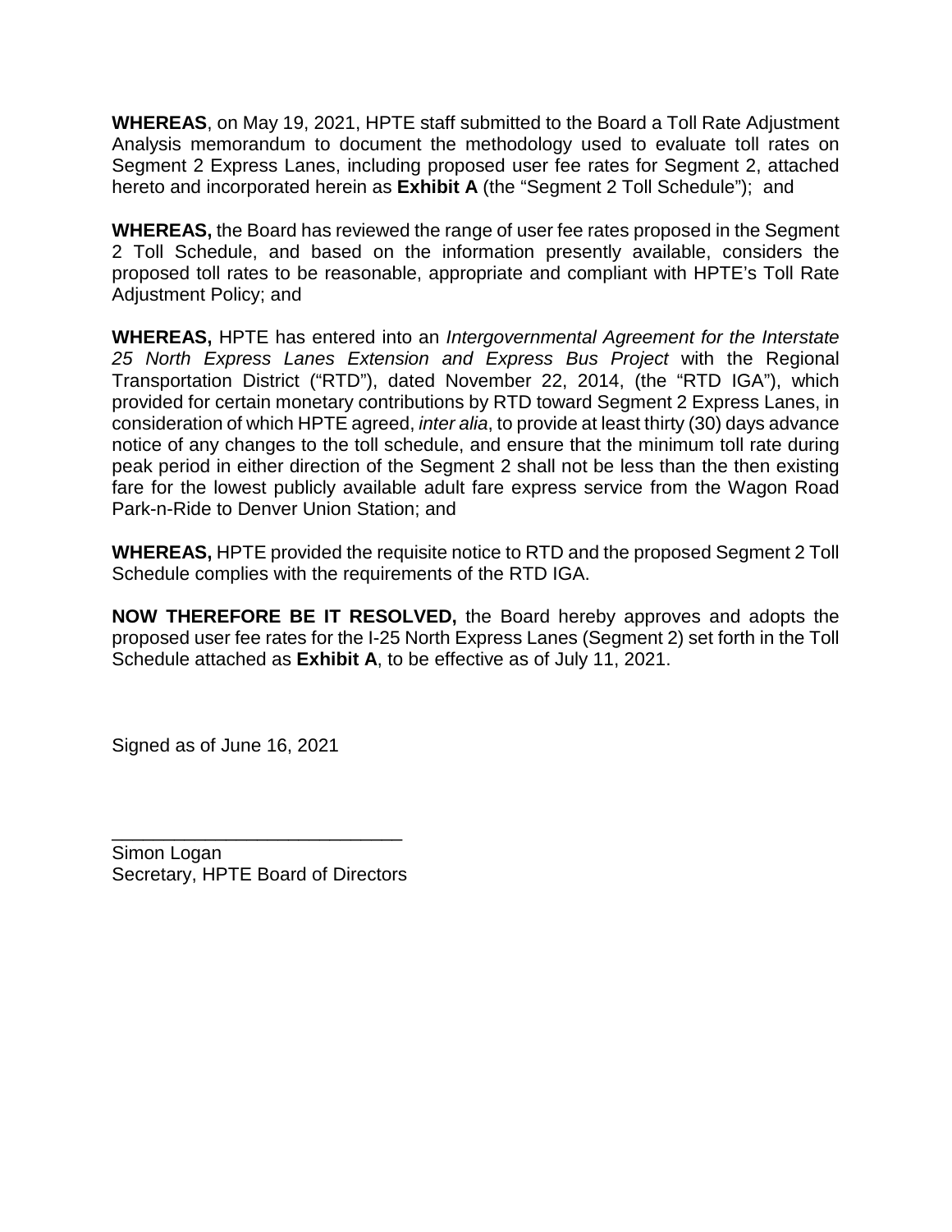**WHEREAS**, on May 19, 2021, HPTE staff submitted to the Board a Toll Rate Adjustment Analysis memorandum to document the methodology used to evaluate toll rates on Segment 2 Express Lanes, including proposed user fee rates for Segment 2, attached hereto and incorporated herein as **Exhibit A** (the "Segment 2 Toll Schedule"); and

**WHEREAS,** the Board has reviewed the range of user fee rates proposed in the Segment 2 Toll Schedule, and based on the information presently available, considers the proposed toll rates to be reasonable, appropriate and compliant with HPTE's Toll Rate Adjustment Policy; and

**WHEREAS,** HPTE has entered into an *Intergovernmental Agreement for the Interstate 25 North Express Lanes Extension and Express Bus Project* with the Regional Transportation District ("RTD"), dated November 22, 2014, (the "RTD IGA"), which provided for certain monetary contributions by RTD toward Segment 2 Express Lanes, in consideration of which HPTE agreed, *inter alia*, to provide at least thirty (30) days advance notice of any changes to the toll schedule, and ensure that the minimum toll rate during peak period in either direction of the Segment 2 shall not be less than the then existing fare for the lowest publicly available adult fare express service from the Wagon Road Park-n-Ride to Denver Union Station; and

**WHEREAS,** HPTE provided the requisite notice to RTD and the proposed Segment 2 Toll Schedule complies with the requirements of the RTD IGA.

**NOW THEREFORE BE IT RESOLVED,** the Board hereby approves and adopts the proposed user fee rates for the I-25 North Express Lanes (Segment 2) set forth in the Toll Schedule attached as **Exhibit A**, to be effective as of July 11, 2021.

Signed as of June 16, 2021

\_\_\_\_\_\_\_\_\_\_\_\_\_\_\_\_\_\_\_\_\_\_\_\_\_\_\_\_
Simon Logan
Secretary, HPTE Board of Directors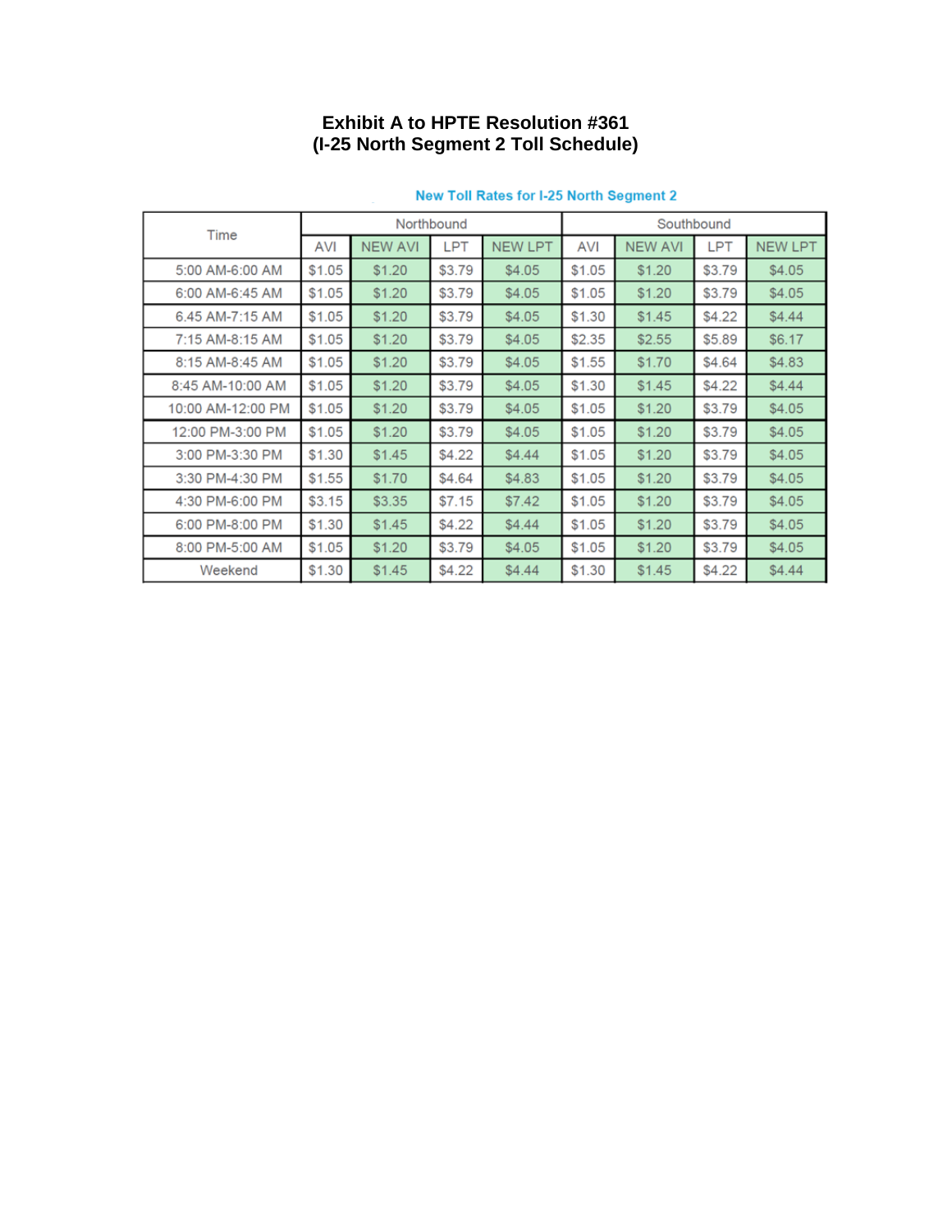# Exhibit A to HPTE Resolution #361
# (I-25 North Segment 2 Toll Schedule)

**New Toll Rates for I-25 North Segment 2**

| Time | Northbound | | | | Southbound | | | |
|---|---|---|---|---|---|---|---|---|
| | AVI | NEW AVI | LPT | NEW LPT | AVI | NEW AVI | LPT | NEW LPT |
| 5:00 AM-6:00 AM | $1.05 | $1.20 | $3.79 | $4.05 | $1.05 | $1.20 | $3.79 | $4.05 |
| 6:00 AM-6:45 AM | $1.05 | $1.20 | $3.79 | $4.05 | $1.05 | $1.20 | $3.79 | $4.05 |
| 6.45 AM-7:15 AM | $1.05 | $1.20 | $3.79 | $4.05 | $1.30 | $1.45 | $4.22 | $4.44 |
| 7:15 AM-8:15 AM | $1.05 | $1.20 | $3.79 | $4.05 | $2.35 | $2.55 | $5.89 | $6.17 |
| 8:15 AM-8:45 AM | $1.05 | $1.20 | $3.79 | $4.05 | $1.55 | $1.70 | $4.64 | $4.83 |
| 8:45 AM-10:00 AM | $1.05 | $1.20 | $3.79 | $4.05 | $1.30 | $1.45 | $4.22 | $4.44 |
| 10:00 AM-12:00 PM | $1.05 | $1.20 | $3.79 | $4.05 | $1.05 | $1.20 | $3.79 | $4.05 |
| 12:00 PM-3:00 PM | $1.05 | $1.20 | $3.79 | $4.05 | $1.05 | $1.20 | $3.79 | $4.05 |
| 3:00 PM-3:30 PM | $1.30 | $1.45 | $4.22 | $4.44 | $1.05 | $1.20 | $3.79 | $4.05 |
| 3:30 PM-4:30 PM | $1.55 | $1.70 | $4.64 | $4.83 | $1.05 | $1.20 | $3.79 | $4.05 |
| 4:30 PM-6:00 PM | $3.15 | $3.35 | $7.15 | $7.42 | $1.05 | $1.20 | $3.79 | $4.05 |
| 6:00 PM-8:00 PM | $1.30 | $1.45 | $4.22 | $4.44 | $1.05 | $1.20 | $3.79 | $4.05 |
| 8:00 PM-5:00 AM | $1.05 | $1.20 | $3.79 | $4.05 | $1.05 | $1.20 | $3.79 | $4.05 |
| Weekend | $1.30 | $1.45 | $4.22 | $4.44 | $1.30 | $1.45 | $4.22 | $4.44 |